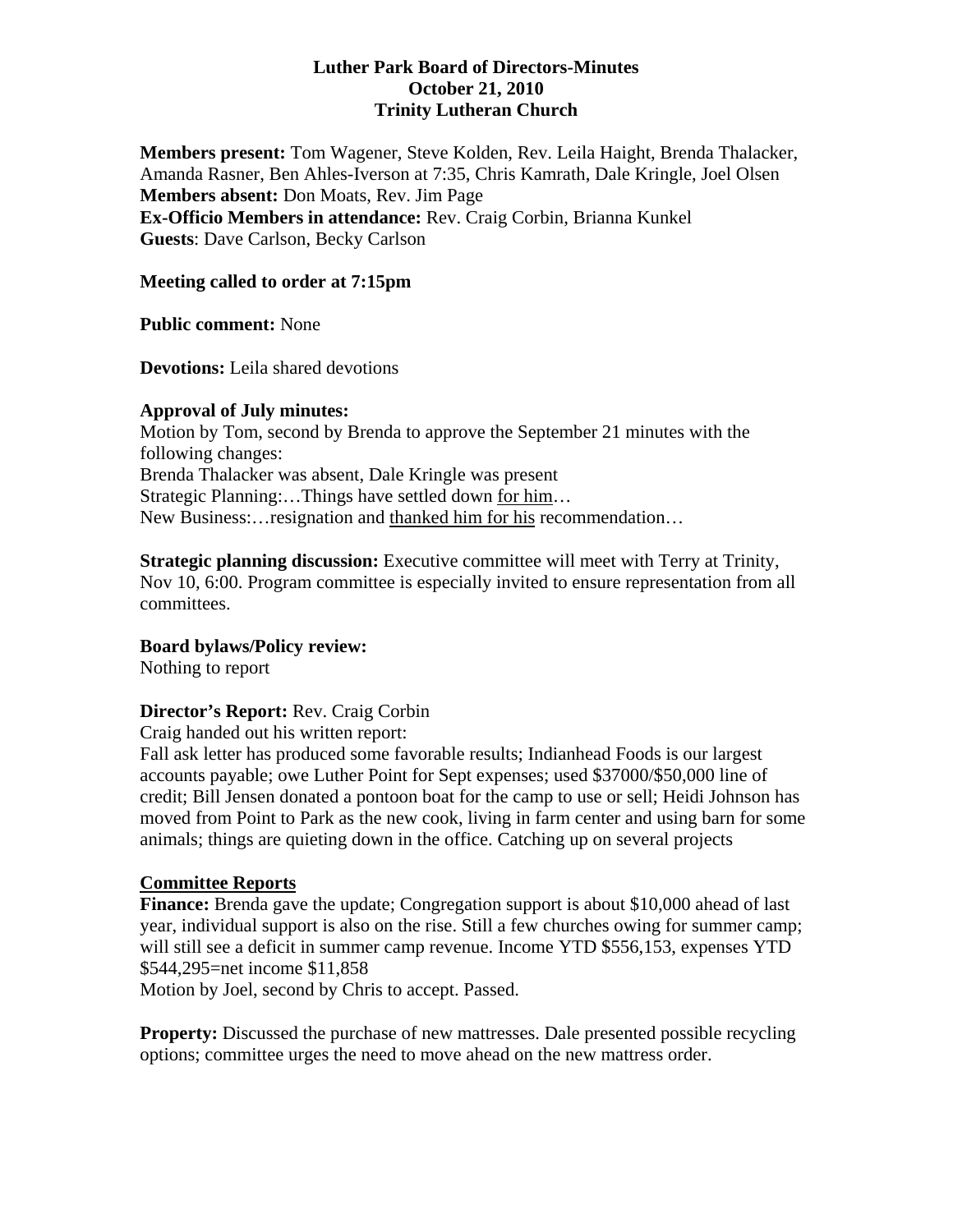**Luther Park Board of Directors-Minutes**
**October 21, 2010**
**Trinity Lutheran Church**

**Members present:** Tom Wagener, Steve Kolden, Rev. Leila Haight, Brenda Thalacker, Amanda Rasner, Ben Ahles-Iverson at 7:35, Chris Kamrath, Dale Kringle, Joel Olsen
**Members absent:** Don Moats, Rev. Jim Page
**Ex-Officio Members in attendance:** Rev. Craig Corbin, Brianna Kunkel
**Guests**: Dave Carlson, Becky Carlson

**Meeting called to order at 7:15pm**

**Public comment:** None

**Devotions:** Leila shared devotions

**Approval of July minutes:**
Motion by Tom, second by Brenda to approve the September 21 minutes with the following changes:
Brenda Thalacker was absent, Dale Kringle was present
Strategic Planning:…Things have settled down <u>for him</u>…
New Business:…resignation and <u>thanked him for his</u> recommendation…

**Strategic planning discussion:** Executive committee will meet with Terry at Trinity, Nov 10, 6:00. Program committee is especially invited to ensure representation from all committees.

**Board bylaws/Policy review:**
Nothing to report

**Director's Report:** Rev. Craig Corbin
Craig handed out his written report:
Fall ask letter has produced some favorable results; Indianhead Foods is our largest accounts payable; owe Luther Point for Sept expenses; used $37000/$50,000 line of credit; Bill Jensen donated a pontoon boat for the camp to use or sell; Heidi Johnson has moved from Point to Park as the new cook, living in farm center and using barn for some animals; things are quieting down in the office. Catching up on several projects

**<u>Committee Reports</u>**
**Finance:** Brenda gave the update; Congregation support is about $10,000 ahead of last year, individual support is also on the rise. Still a few churches owing for summer camp; will still see a deficit in summer camp revenue. Income YTD $556,153, expenses YTD $544,295=net income $11,858
Motion by Joel, second by Chris to accept. Passed.

**Property:** Discussed the purchase of new mattresses. Dale presented possible recycling options; committee urges the need to move ahead on the new mattress order.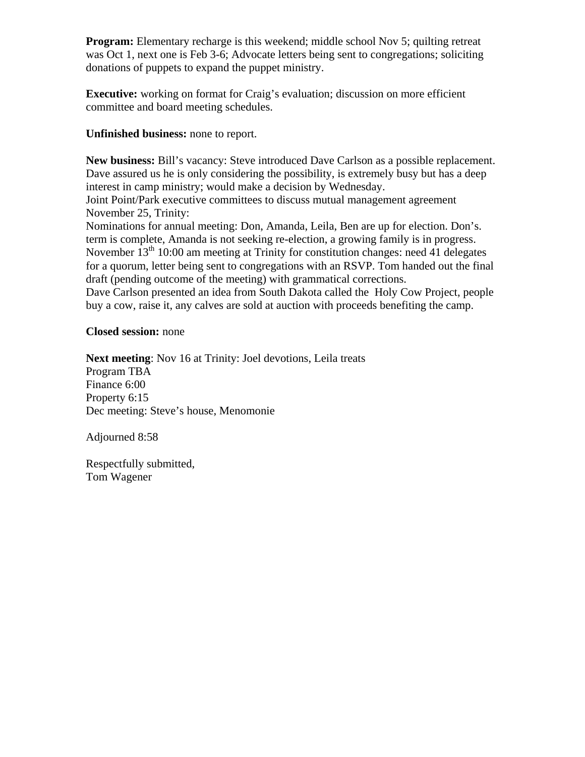**Program:** Elementary recharge is this weekend; middle school Nov 5; quilting retreat was Oct 1, next one is Feb 3-6; Advocate letters being sent to congregations; soliciting donations of puppets to expand the puppet ministry.

**Executive:** working on format for Craig's evaluation; discussion on more efficient committee and board meeting schedules.

**Unfinished business:** none to report.

**New business:** Bill's vacancy: Steve introduced Dave Carlson as a possible replacement. Dave assured us he is only considering the possibility, is extremely busy but has a deep interest in camp ministry; would make a decision by Wednesday.
Joint Point/Park executive committees to discuss mutual management agreement November 25, Trinity:
Nominations for annual meeting: Don, Amanda, Leila, Ben are up for election. Don's. term is complete, Amanda is not seeking re-election, a growing family is in progress.
November 13th 10:00 am meeting at Trinity for constitution changes: need 41 delegates for a quorum, letter being sent to congregations with an RSVP. Tom handed out the final draft (pending outcome of the meeting) with grammatical corrections.
Dave Carlson presented an idea from South Dakota called the Holy Cow Project, people buy a cow, raise it, any calves are sold at auction with proceeds benefiting the camp.

**Closed session:** none

**Next meeting**: Nov 16 at Trinity: Joel devotions, Leila treats
Program TBA
Finance 6:00
Property 6:15
Dec meeting: Steve's house, Menomonie

Adjourned 8:58

Respectfully submitted,
Tom Wagener